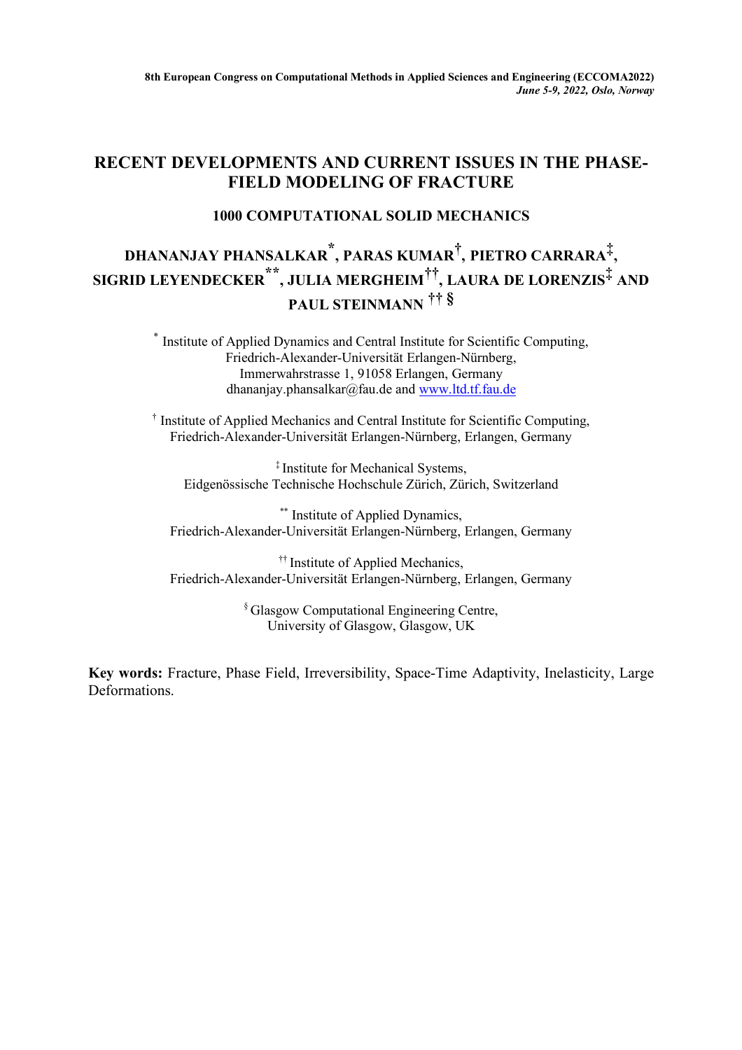8th European Congress on Computational Methods in Applied Sciences and Engineering (ECCOMA2022)
*June 5-9, 2022, Oslo, Norway*

# RECENT DEVELOPMENTS AND CURRENT ISSUES IN THE PHASE-FIELD MODELING OF FRACTURE

## 1000 COMPUTATIONAL SOLID MECHANICS

**DHANANJAY PHANSALKAR[*], PARAS KUMAR[†], PIETRO CARRARA[‡], SIGRID LEYENDECKER[**], JULIA MERGHEIM[††], LAURA DE LORENZIS[‡] AND PAUL STEINMANN [†† §]**

[*] Institute of Applied Dynamics and Central Institute for Scientific Computing,
Friedrich-Alexander-Universität Erlangen-Nürnberg,
Immerwahrstrasse 1, 91058 Erlangen, Germany
dhananjay.phansalkar@fau.de and [www.ltd.tf.fau.de](www.ltd.tf.fau.de)

[†] Institute of Applied Mechanics and Central Institute for Scientific Computing,
Friedrich-Alexander-Universität Erlangen-Nürnberg, Erlangen, Germany

[‡] Institute for Mechanical Systems,
Eidgenössische Technische Hochschule Zürich, Zürich, Switzerland

[**] Institute of Applied Dynamics,
Friedrich-Alexander-Universität Erlangen-Nürnberg, Erlangen, Germany

[††] Institute of Applied Mechanics,
Friedrich-Alexander-Universität Erlangen-Nürnberg, Erlangen, Germany

[§] Glasgow Computational Engineering Centre,
University of Glasgow, Glasgow, UK

**Key words:** Fracture, Phase Field, Irreversibility, Space-Time Adaptivity, Inelasticity, Large Deformations.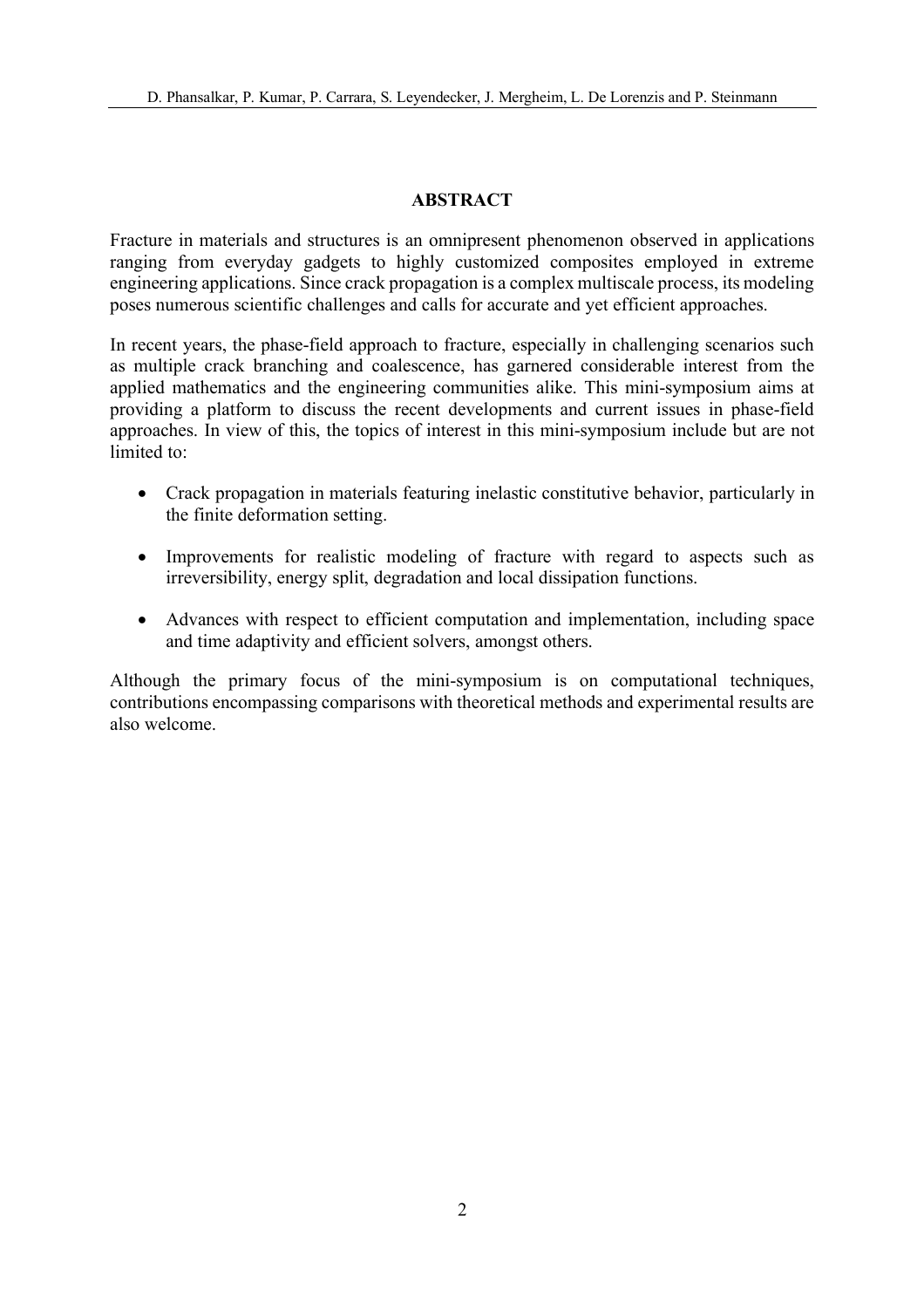## ABSTRACT

Fracture in materials and structures is an omnipresent phenomenon observed in applications ranging from everyday gadgets to highly customized composites employed in extreme engineering applications. Since crack propagation is a complex multiscale process, its modeling poses numerous scientific challenges and calls for accurate and yet efficient approaches.

In recent years, the phase-field approach to fracture, especially in challenging scenarios such as multiple crack branching and coalescence, has garnered considerable interest from the applied mathematics and the engineering communities alike. This mini-symposium aims at providing a platform to discuss the recent developments and current issues in phase-field approaches. In view of this, the topics of interest in this mini-symposium include but are not limited to:

- Crack propagation in materials featuring inelastic constitutive behavior, particularly in the finite deformation setting.
- Improvements for realistic modeling of fracture with regard to aspects such as irreversibility, energy split, degradation and local dissipation functions.
- Advances with respect to efficient computation and implementation, including space and time adaptivity and efficient solvers, amongst others.

Although the primary focus of the mini-symposium is on computational techniques, contributions encompassing comparisons with theoretical methods and experimental results are also welcome.